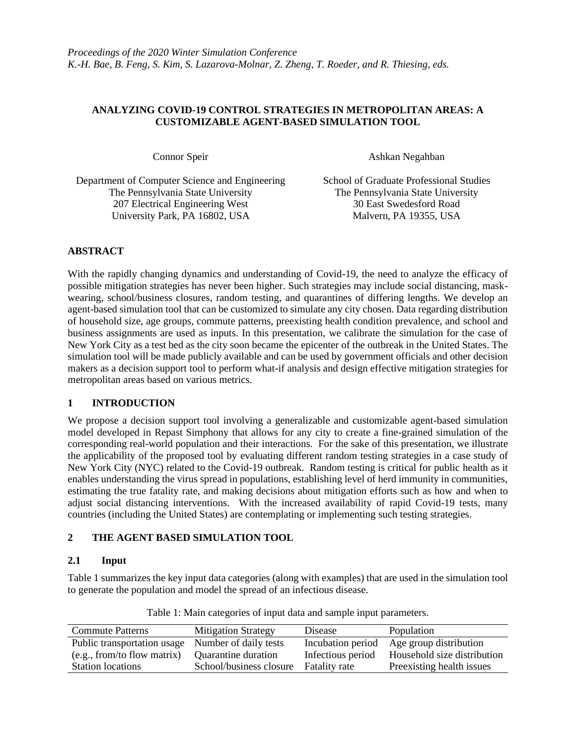*Proceedings of the 2020 Winter Simulation Conference*
*K.-H. Bae, B. Feng, S. Kim, S. Lazarova-Molnar, Z. Zheng, T. Roeder, and R. Thiesing, eds.*

# ANALYZING COVID-19 CONTROL STRATEGIES IN METROPOLITAN AREAS: A CUSTOMIZABLE AGENT-BASED SIMULATION TOOL

Connor Speir

Department of Computer Science and Engineering
The Pennsylvania State University
207 Electrical Engineering West
University Park, PA 16802, USA

Ashkan Negahban

School of Graduate Professional Studies
The Pennsylvania State University
30 East Swedesford Road
Malvern, PA 19355, USA

## ABSTRACT

With the rapidly changing dynamics and understanding of Covid-19, the need to analyze the efficacy of possible mitigation strategies has never been higher. Such strategies may include social distancing, mask-wearing, school/business closures, random testing, and quarantines of differing lengths. We develop an agent-based simulation tool that can be customized to simulate any city chosen. Data regarding distribution of household size, age groups, commute patterns, preexisting health condition prevalence, and school and business assignments are used as inputs. In this presentation, we calibrate the simulation for the case of New York City as a test bed as the city soon became the epicenter of the outbreak in the United States. The simulation tool will be made publicly available and can be used by government officials and other decision makers as a decision support tool to perform what-if analysis and design effective mitigation strategies for metropolitan areas based on various metrics.

## 1 INTRODUCTION

We propose a decision support tool involving a generalizable and customizable agent-based simulation model developed in Repast Simphony that allows for any city to create a fine-grained simulation of the corresponding real-world population and their interactions. For the sake of this presentation, we illustrate the applicability of the proposed tool by evaluating different random testing strategies in a case study of New York City (NYC) related to the Covid-19 outbreak. Random testing is critical for public health as it enables understanding the virus spread in populations, establishing level of herd immunity in communities, estimating the true fatality rate, and making decisions about mitigation efforts such as how and when to adjust social distancing interventions. With the increased availability of rapid Covid-19 tests, many countries (including the United States) are contemplating or implementing such testing strategies.

## 2 THE AGENT BASED SIMULATION TOOL

### 2.1 Input

Table 1 summarizes the key input data categories (along with examples) that are used in the simulation tool to generate the population and model the spread of an infectious disease.

Table 1: Main categories of input data and sample input parameters.

| Commute Patterns | Mitigation Strategy | Disease | Population |
|---|---|---|---|
| Public transportation usage | Number of daily tests | Incubation period | Age group distribution |
| (e.g., from/to flow matrix) | Quarantine duration | Infectious period | Household size distribution |
| Station locations | School/business closure | Fatality rate | Preexisting health issues |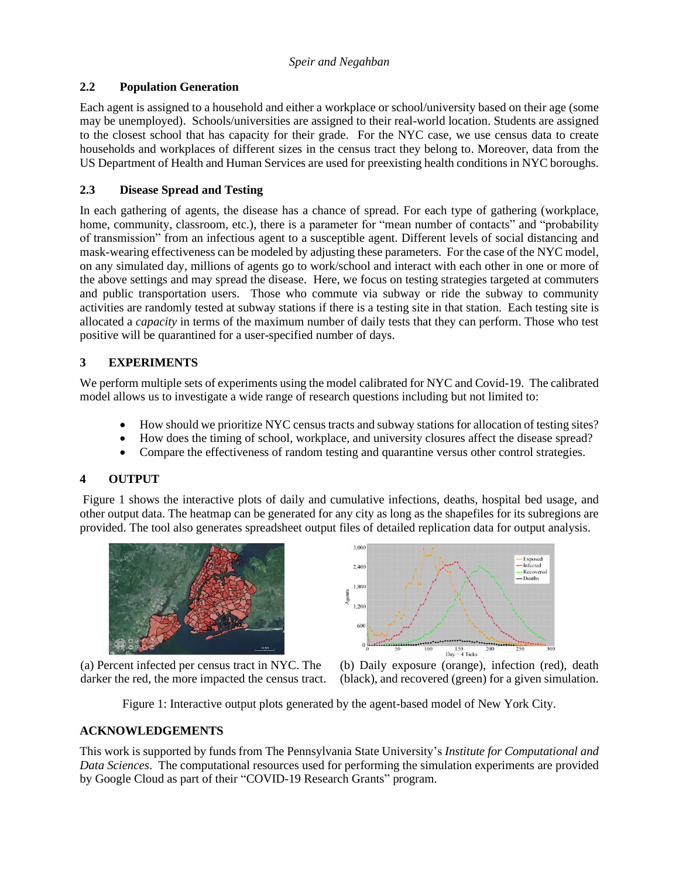## 2.2 Population Generation

Each agent is assigned to a household and either a workplace or school/university based on their age (some may be unemployed). Schools/universities are assigned to their real-world location. Students are assigned to the closest school that has capacity for their grade. For the NYC case, we use census data to create households and workplaces of different sizes in the census tract they belong to. Moreover, data from the US Department of Health and Human Services are used for preexisting health conditions in NYC boroughs.

## 2.3 Disease Spread and Testing

In each gathering of agents, the disease has a chance of spread. For each type of gathering (workplace, home, community, classroom, etc.), there is a parameter for "mean number of contacts" and "probability of transmission" from an infectious agent to a susceptible agent. Different levels of social distancing and mask-wearing effectiveness can be modeled by adjusting these parameters. For the case of the NYC model, on any simulated day, millions of agents go to work/school and interact with each other in one or more of the above settings and may spread the disease. Here, we focus on testing strategies targeted at commuters and public transportation users. Those who commute via subway or ride the subway to community activities are randomly tested at subway stations if there is a testing site in that station. Each testing site is allocated a *capacity* in terms of the maximum number of daily tests that they can perform. Those who test positive will be quarantined for a user-specified number of days.

# 3 EXPERIMENTS

We perform multiple sets of experiments using the model calibrated for NYC and Covid-19. The calibrated model allows us to investigate a wide range of research questions including but not limited to:

- How should we prioritize NYC census tracts and subway stations for allocation of testing sites?
- How does the timing of school, workplace, and university closures affect the disease spread?
- Compare the effectiveness of random testing and quarantine versus other control strategies.

# 4 OUTPUT

Figure 1 shows the interactive plots of daily and cumulative infections, deaths, hospital bed usage, and other output data. The heatmap can be generated for any city as long as the shapefiles for its subregions are provided. The tool also generates spreadsheet output files of detailed replication data for output analysis.

(a) Percent infected per census tract in NYC. The darker the red, the more impacted the census tract.

3,000
2,400
1,800
1,200
600
0
Agents
0 50 100 150 200 250 300
Day = 4 Ticks
Exposed
Infected
Recovered
Deaths

(b) Daily exposure (orange), infection (red), death (black), and recovered (green) for a given simulation.

Figure 1: Interactive output plots generated by the agent-based model of New York City.

# ACKNOWLEDGEMENTS

This work is supported by funds from The Pennsylvania State University's *Institute for Computational and Data Sciences*. The computational resources used for performing the simulation experiments are provided by Google Cloud as part of their "COVID-19 Research Grants" program.